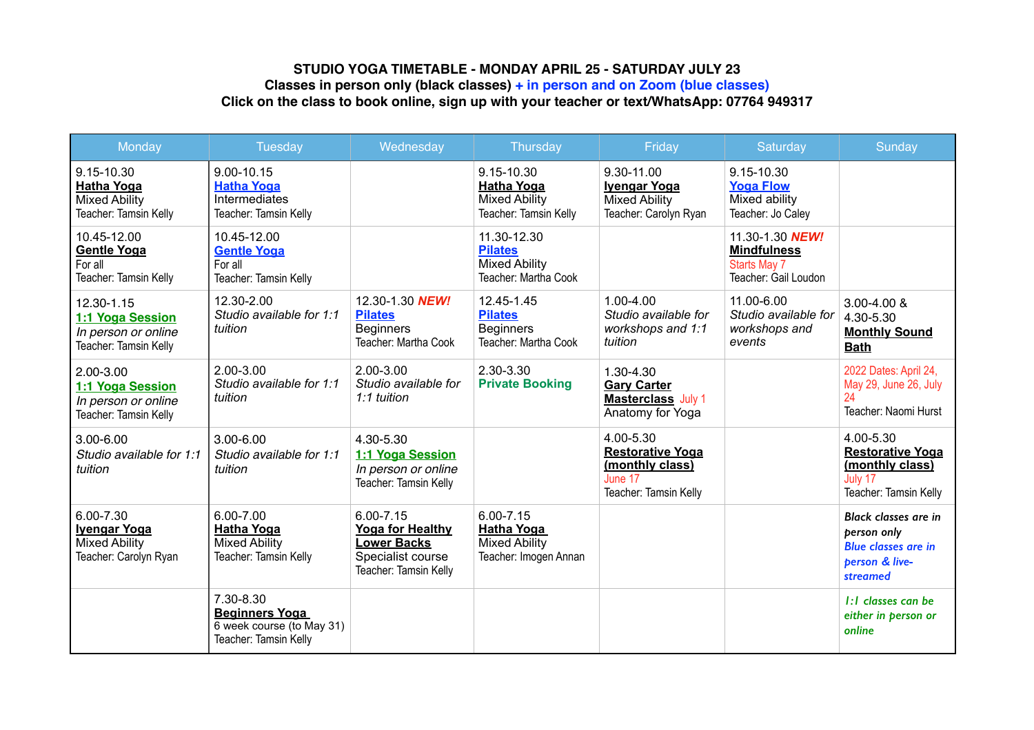**STUDIO YOGA TIMETABLE - MONDAY APRIL 25 - SATURDAY JULY 23**

**Classes in person only (black classes) + in person and on Zoom (blue classes)**

**Click on the class to book online, sign up with your teacher or text/WhatsApp: 07764 949317**

| Monday | Tuesday | Wednesday | Thursday | Friday | Saturday | Sunday |
|---|---|---|---|---|---|---|
| 9.15-10.30 **Hatha Yoga** Mixed Ability Teacher: Tamsin Kelly | 9.00-10.15 **Hatha Yoga** Intermediates Teacher: Tamsin Kelly | | 9.15-10.30 **Hatha Yoga** Mixed Ability Teacher: Tamsin Kelly | 9.30-11.00 **Iyengar Yoga** Mixed Ability Teacher: Carolyn Ryan | 9.15-10.30 **Yoga Flow** Mixed ability Teacher: Jo Caley | |
| 10.45-12.00 **Gentle Yoga** For all Teacher: Tamsin Kelly | 10.45-12.00 **Gentle Yoga** For all Teacher: Tamsin Kelly | | 11.30-12.30 **Pilates** Mixed Ability Teacher: Martha Cook | | 11.30-1.30 ***NEW!*** **Mindfulness** Starts May 7 Teacher: Gail Loudon | |
| 12.30-1.15 **1:1 Yoga Session** *In person or online* Teacher: Tamsin Kelly | 12.30-2.00 *Studio available for 1:1 tuition* | 12.30-1.30 ***NEW!*** **Pilates** Beginners Teacher: Martha Cook | 12.45-1.45 **Pilates** Beginners Teacher: Martha Cook | 1.00-4.00 *Studio available for workshops and 1:1 tuition* | 11.00-6.00 *Studio available for workshops and events* | 3.00-4.00 & 4.30-5.30 **Monthly Sound Bath** |
| 2.00-3.00 **1:1 Yoga Session** *In person or online* Teacher: Tamsin Kelly | 2.00-3.00 *Studio available for 1:1 tuition* | 2.00-3.00 *Studio available for 1:1 tuition* | 2.30-3.30 **Private Booking** | 1.30-4.30 **Gary Carter Masterclass** July 1 Anatomy for Yoga | | 2022 Dates: April 24, May 29, June 26, July 24 Teacher: Naomi Hurst |
| 3.00-6.00 *Studio available for 1:1 tuition* | 3.00-6.00 *Studio available for 1:1 tuition* | 4.30-5.30 **1:1 Yoga Session** *In person or online* Teacher: Tamsin Kelly | | 4.00-5.30 **Restorative Yoga (monthly class)** June 17 Teacher: Tamsin Kelly | | 4.00-5.30 **Restorative Yoga (monthly class)** July 17 Teacher: Tamsin Kelly |
| 6.00-7.30 **Iyengar Yoga** Mixed Ability Teacher: Carolyn Ryan | 6.00-7.00 **Hatha Yoga** Mixed Ability Teacher: Tamsin Kelly | 6.00-7.15 **Yoga for Healthy Lower Backs** Specialist course Teacher: Tamsin Kelly | 6.00-7.15 **Hatha Yoga** Mixed Ability Teacher: Imogen Annan | | | *Black classes are in person only* *Blue classes are in person & live-streamed* |
| | 7.30-8.30 **Beginners Yoga** 6 week course (to May 31) Teacher: Tamsin Kelly | | | | | *1:1 classes can be either in person or online* |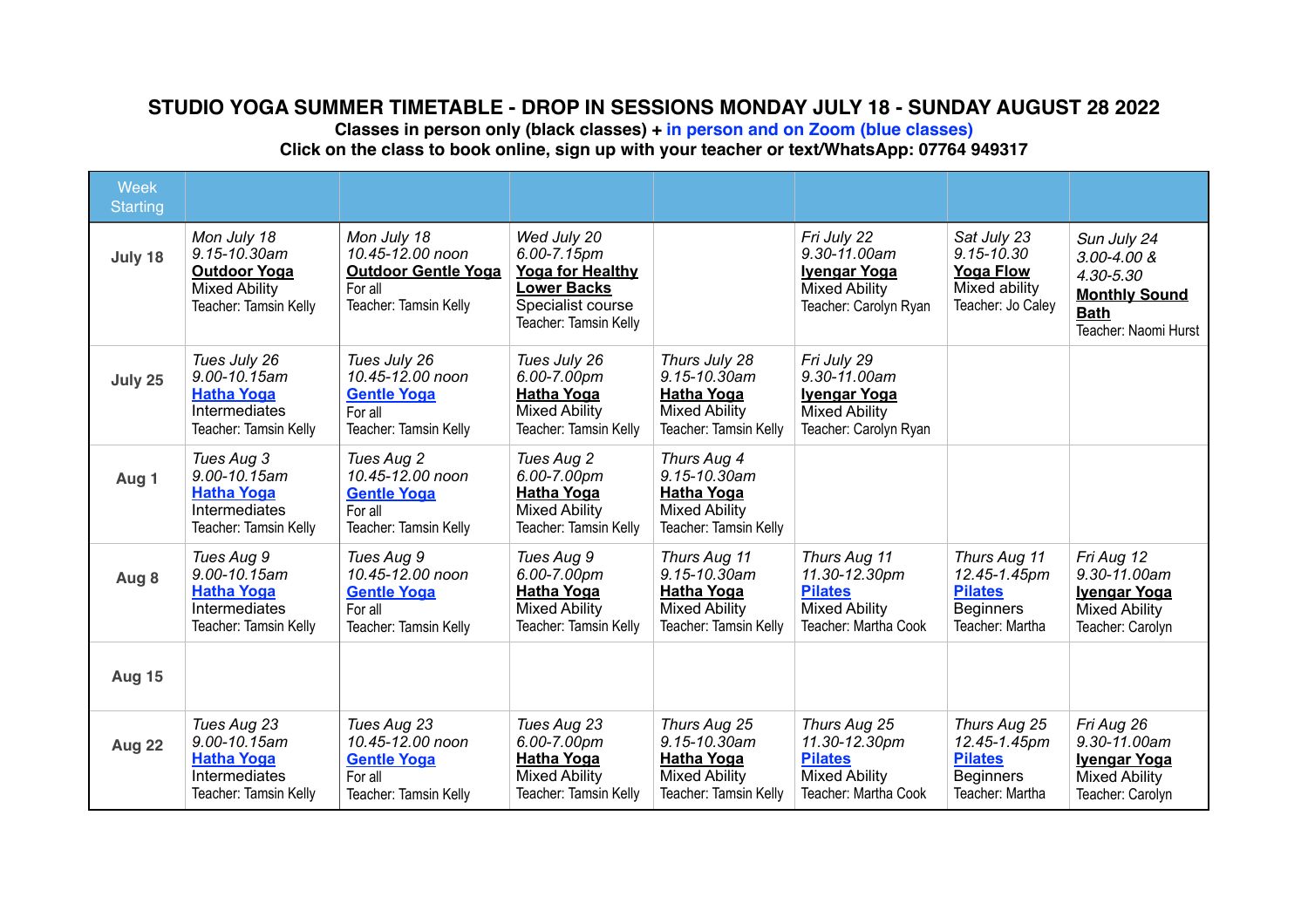# STUDIO YOGA SUMMER TIMETABLE - DROP IN SESSIONS MONDAY JULY 18 - SUNDAY AUGUST 28 2022

**Classes in person only (black classes) + in person and on Zoom (blue classes)**

**Click on the class to book online, sign up with your teacher or text/WhatsApp: 07764 949317**

| Week Starting | | | | | | | |
|---|---|---|---|---|---|---|---|
| **July 18** | *Mon July 18*<br>*9.15-10.30am*<br>**Outdoor Yoga**<br>Mixed Ability<br>Teacher: Tamsin Kelly | *Mon July 18*<br>*10.45-12.00 noon*<br>**Outdoor Gentle Yoga**<br>For all<br>Teacher: Tamsin Kelly | *Wed July 20*<br>*6.00-7.15pm*<br>**Yoga for Healthy Lower Backs**<br>Specialist course<br>Teacher: Tamsin Kelly | | *Fri July 22*<br>*9.30-11.00am*<br>**Iyengar Yoga**<br>Mixed Ability<br>Teacher: Carolyn Ryan | *Sat July 23*<br>*9.15-10.30*<br>**Yoga Flow**<br>Mixed ability<br>Teacher: Jo Caley | *Sun July 24*<br>*3.00-4.00 &*<br>*4.30-5.30*<br>**Monthly Sound Bath**<br>Teacher: Naomi Hurst |
| **July 25** | *Tues July 26*<br>*9.00-10.15am*<br>**Hatha Yoga**<br>Intermediates<br>Teacher: Tamsin Kelly | *Tues July 26*<br>*10.45-12.00 noon*<br>**Gentle Yoga**<br>For all<br>Teacher: Tamsin Kelly | *Tues July 26*<br>*6.00-7.00pm*<br>**Hatha Yoga**<br>Mixed Ability<br>Teacher: Tamsin Kelly | *Thurs July 28*<br>*9.15-10.30am*<br>**Hatha Yoga**<br>Mixed Ability<br>Teacher: Tamsin Kelly | *Fri July 29*<br>*9.30-11.00am*<br>**Iyengar Yoga**<br>Mixed Ability<br>Teacher: Carolyn Ryan | | |
| **Aug 1** | *Tues Aug 3*<br>*9.00-10.15am*<br>**Hatha Yoga**<br>Intermediates<br>Teacher: Tamsin Kelly | *Tues Aug 2*<br>*10.45-12.00 noon*<br>**Gentle Yoga**<br>For all<br>Teacher: Tamsin Kelly | *Tues Aug 2*<br>*6.00-7.00pm*<br>**Hatha Yoga**<br>Mixed Ability<br>Teacher: Tamsin Kelly | *Thurs Aug 4*<br>*9.15-10.30am*<br>**Hatha Yoga**<br>Mixed Ability<br>Teacher: Tamsin Kelly | | | |
| **Aug 8** | *Tues Aug 9*<br>*9.00-10.15am*<br>**Hatha Yoga**<br>Intermediates<br>Teacher: Tamsin Kelly | *Tues Aug 9*<br>*10.45-12.00 noon*<br>**Gentle Yoga**<br>For all<br>Teacher: Tamsin Kelly | *Tues Aug 9*<br>*6.00-7.00pm*<br>**Hatha Yoga**<br>Mixed Ability<br>Teacher: Tamsin Kelly | *Thurs Aug 11*<br>*9.15-10.30am*<br>**Hatha Yoga**<br>Mixed Ability<br>Teacher: Tamsin Kelly | *Thurs Aug 11*<br>*11.30-12.30pm*<br>**Pilates**<br>Mixed Ability<br>Teacher: Martha Cook | *Thurs Aug 11*<br>*12.45-1.45pm*<br>**Pilates**<br>Beginners<br>Teacher: Martha | *Fri Aug 12*<br>*9.30-11.00am*<br>**Iyengar Yoga**<br>Mixed Ability<br>Teacher: Carolyn |
| **Aug 15** | | | | | | | |
| **Aug 22** | *Tues Aug 23*<br>*9.00-10.15am*<br>**Hatha Yoga**<br>Intermediates<br>Teacher: Tamsin Kelly | *Tues Aug 23*<br>*10.45-12.00 noon*<br>**Gentle Yoga**<br>For all<br>Teacher: Tamsin Kelly | *Tues Aug 23*<br>*6.00-7.00pm*<br>**Hatha Yoga**<br>Mixed Ability<br>Teacher: Tamsin Kelly | *Thurs Aug 25*<br>*9.15-10.30am*<br>**Hatha Yoga**<br>Mixed Ability<br>Teacher: Tamsin Kelly | *Thurs Aug 25*<br>*11.30-12.30pm*<br>**Pilates**<br>Mixed Ability<br>Teacher: Martha Cook | *Thurs Aug 25*<br>*12.45-1.45pm*<br>**Pilates**<br>Beginners<br>Teacher: Martha | *Fri Aug 26*<br>*9.30-11.00am*<br>**Iyengar Yoga**<br>Mixed Ability<br>Teacher: Carolyn |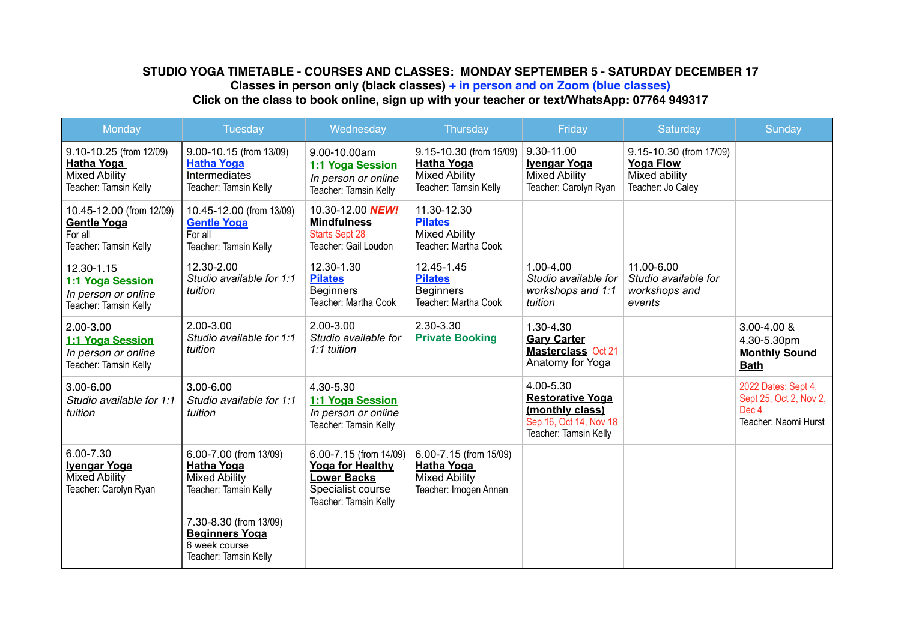**STUDIO YOGA TIMETABLE - COURSES AND CLASSES: MONDAY SEPTEMBER 5 - SATURDAY DECEMBER 17**

**Classes in person only (black classes) + in person and on Zoom (blue classes)**

**Click on the class to book online, sign up with your teacher or text/WhatsApp: 07764 949317**

| Monday | Tuesday | Wednesday | Thursday | Friday | Saturday | Sunday |
|---|---|---|---|---|---|---|
| 9.10-10.25 (from 12/09) **Hatha Yoga** Mixed Ability Teacher: Tamsin Kelly | 9.00-10.15 (from 13/09) **Hatha Yoga** Intermediates Teacher: Tamsin Kelly | 9.00-10.00am **1:1 Yoga Session** *In person or online* Teacher: Tamsin Kelly | 9.15-10.30 (from 15/09) **Hatha Yoga** Mixed Ability Teacher: Tamsin Kelly | 9.30-11.00 **Iyengar Yoga** Mixed Ability Teacher: Carolyn Ryan | 9.15-10.30 (from 17/09) **Yoga Flow** Mixed ability Teacher: Jo Caley | |
| 10.45-12.00 (from 12/09) **Gentle Yoga** For all Teacher: Tamsin Kelly | 10.45-12.00 (from 13/09) **Gentle Yoga** For all Teacher: Tamsin Kelly | 10.30-12.00 ***NEW!*** **Mindfulness** Starts Sept 28 Teacher: Gail Loudon | 11.30-12.30 **Pilates** Mixed Ability Teacher: Martha Cook | | | |
| 12.30-1.15 **1:1 Yoga Session** *In person or online* Teacher: Tamsin Kelly | 12.30-2.00 *Studio available for 1:1 tuition* | 12.30-1.30 **Pilates** Beginners Teacher: Martha Cook | 12.45-1.45 **Pilates** Beginners Teacher: Martha Cook | 1.00-4.00 *Studio available for workshops and 1:1 tuition* | 11.00-6.00 *Studio available for workshops and events* | |
| 2.00-3.00 **1:1 Yoga Session** *In person or online* Teacher: Tamsin Kelly | 2.00-3.00 *Studio available for 1:1 tuition* | 2.00-3.00 *Studio available for 1:1 tuition* | 2.30-3.30 **Private Booking** | 1.30-4.30 **Gary Carter Masterclass** Oct 21 Anatomy for Yoga | | 3.00-4.00 & 4.30-5.30pm **Monthly Sound Bath** |
| 3.00-6.00 *Studio available for 1:1 tuition* | 3.00-6.00 *Studio available for 1:1 tuition* | 4.30-5.30 **1:1 Yoga Session** *In person or online* Teacher: Tamsin Kelly | | 4.00-5.30 **Restorative Yoga (monthly class)** Sep 16, Oct 14, Nov 18 Teacher: Tamsin Kelly | | 2022 Dates: Sept 4, Sept 25, Oct 2, Nov 2, Dec 4 Teacher: Naomi Hurst |
| 6.00-7.30 **Iyengar Yoga** Mixed Ability Teacher: Carolyn Ryan | 6.00-7.00 (from 13/09) **Hatha Yoga** Mixed Ability Teacher: Tamsin Kelly | 6.00-7.15 (from 14/09) **Yoga for Healthy Lower Backs** Specialist course Teacher: Tamsin Kelly | 6.00-7.15 (from 15/09) **Hatha Yoga** Mixed Ability Teacher: Imogen Annan | | | |
| | 7.30-8.30 (from 13/09) **Beginners Yoga** 6 week course Teacher: Tamsin Kelly | | | | | |